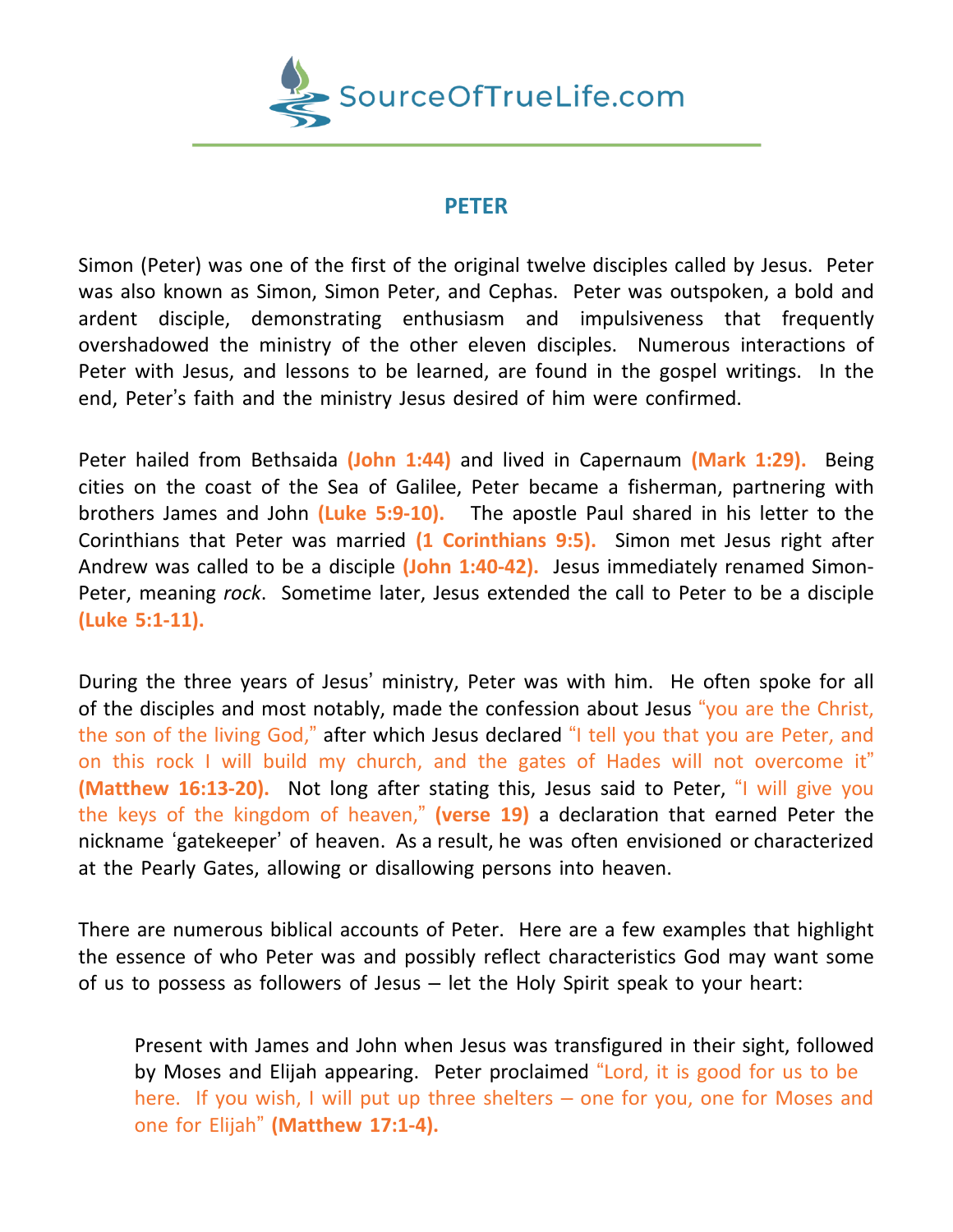# PETER

Simon (Peter) was one of the first of the original twelve disciples called by Jesus. Peter was also known as Simon, Simon Peter, and Cephas. Peter was outspoken, a bold and ardent disciple, demonstrating enthusiasm and impulsiveness that frequently overshadowed the ministry of the other eleven disciples. Numerous interactions of Peter with Jesus, and lessons to be learned, are found in the gospel writings. In the end, Peter's faith and the ministry Jesus desired of him were confirmed.

Peter hailed from Bethsaida **(John 1:44)** and lived in Capernaum **(Mark 1:29).** Being cities on the coast of the Sea of Galilee, Peter became a fisherman, partnering with brothers James and John **(Luke 5:9-10).** The apostle Paul shared in his letter to the Corinthians that Peter was married **(1 Corinthians 9:5).** Simon met Jesus right after Andrew was called to be a disciple **(John 1:40-42).** Jesus immediately renamed Simon-Peter, meaning *rock*. Sometime later, Jesus extended the call to Peter to be a disciple **(Luke 5:1-11).**

During the three years of Jesus' ministry, Peter was with him. He often spoke for all of the disciples and most notably, made the confession about Jesus "you are the Christ, the son of the living God," after which Jesus declared "I tell you that you are Peter, and on this rock I will build my church, and the gates of Hades will not overcome it" **(Matthew 16:13-20).** Not long after stating this, Jesus said to Peter, "I will give you the keys of the kingdom of heaven," **(verse 19)** a declaration that earned Peter the nickname 'gatekeeper' of heaven. As a result, he was often envisioned or characterized at the Pearly Gates, allowing or disallowing persons into heaven.

There are numerous biblical accounts of Peter. Here are a few examples that highlight the essence of who Peter was and possibly reflect characteristics God may want some of us to possess as followers of Jesus – let the Holy Spirit speak to your heart:

> Present with James and John when Jesus was transfigured in their sight, followed by Moses and Elijah appearing. Peter proclaimed "Lord, it is good for us to be here. If you wish, I will put up three shelters – one for you, one for Moses and one for Elijah" **(Matthew 17:1-4).**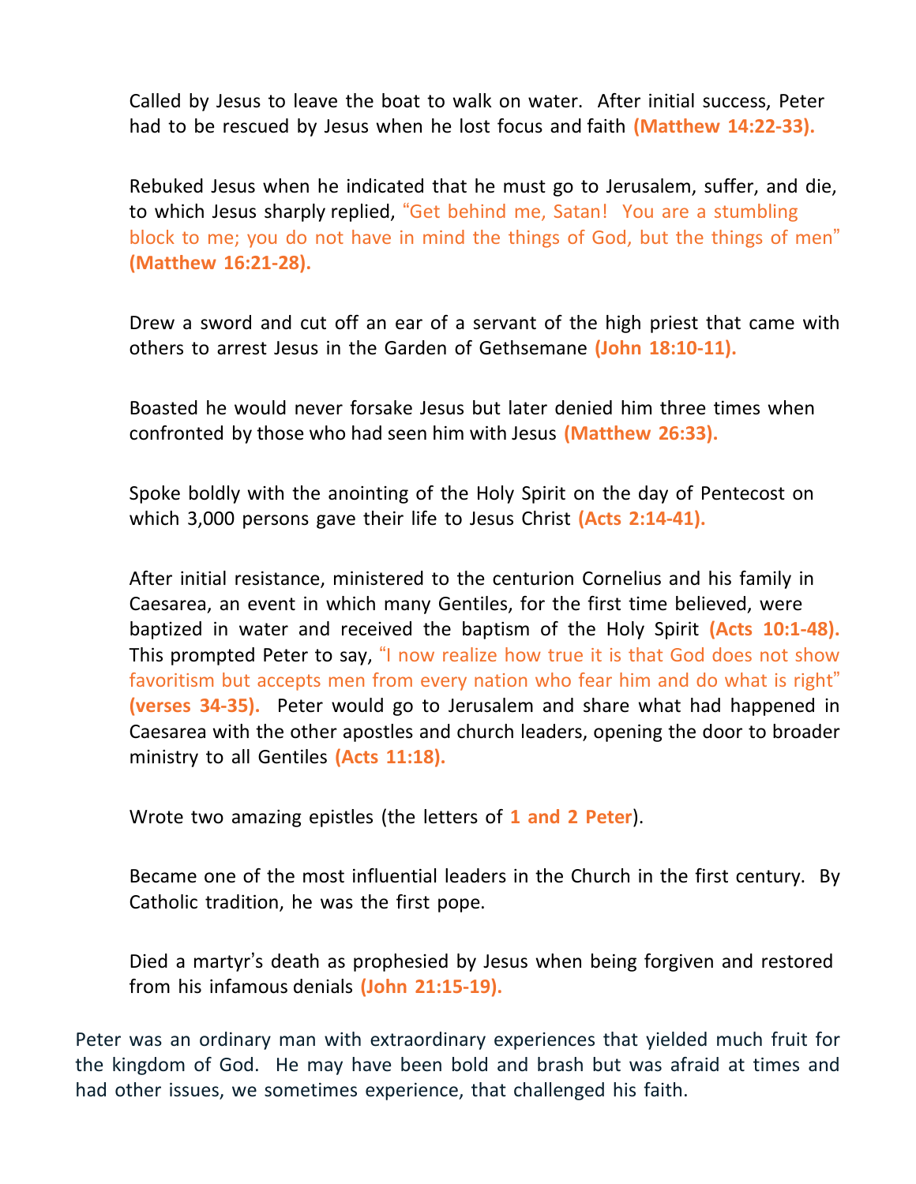Called by Jesus to leave the boat to walk on water. After initial success, Peter had to be rescued by Jesus when he lost focus and faith **(Matthew 14:22-33).**

Rebuked Jesus when he indicated that he must go to Jerusalem, suffer, and die, to which Jesus sharply replied, "Get behind me, Satan! You are a stumbling block to me; you do not have in mind the things of God, but the things of men" **(Matthew 16:21-28).**

Drew a sword and cut off an ear of a servant of the high priest that came with others to arrest Jesus in the Garden of Gethsemane **(John 18:10-11).**

Boasted he would never forsake Jesus but later denied him three times when confronted by those who had seen him with Jesus **(Matthew 26:33).**

Spoke boldly with the anointing of the Holy Spirit on the day of Pentecost on which 3,000 persons gave their life to Jesus Christ **(Acts 2:14-41).**

After initial resistance, ministered to the centurion Cornelius and his family in Caesarea, an event in which many Gentiles, for the first time believed, were baptized in water and received the baptism of the Holy Spirit **(Acts 10:1-48).** This prompted Peter to say, "I now realize how true it is that God does not show favoritism but accepts men from every nation who fear him and do what is right" **(verses 34-35).** Peter would go to Jerusalem and share what had happened in Caesarea with the other apostles and church leaders, opening the door to broader ministry to all Gentiles **(Acts 11:18).**

Wrote two amazing epistles (the letters of **1 and 2 Peter**).

Became one of the most influential leaders in the Church in the first century. By Catholic tradition, he was the first pope.

Died a martyr's death as prophesied by Jesus when being forgiven and restored from his infamous denials **(John 21:15-19).**

Peter was an ordinary man with extraordinary experiences that yielded much fruit for the kingdom of God. He may have been bold and brash but was afraid at times and had other issues, we sometimes experience, that challenged his faith.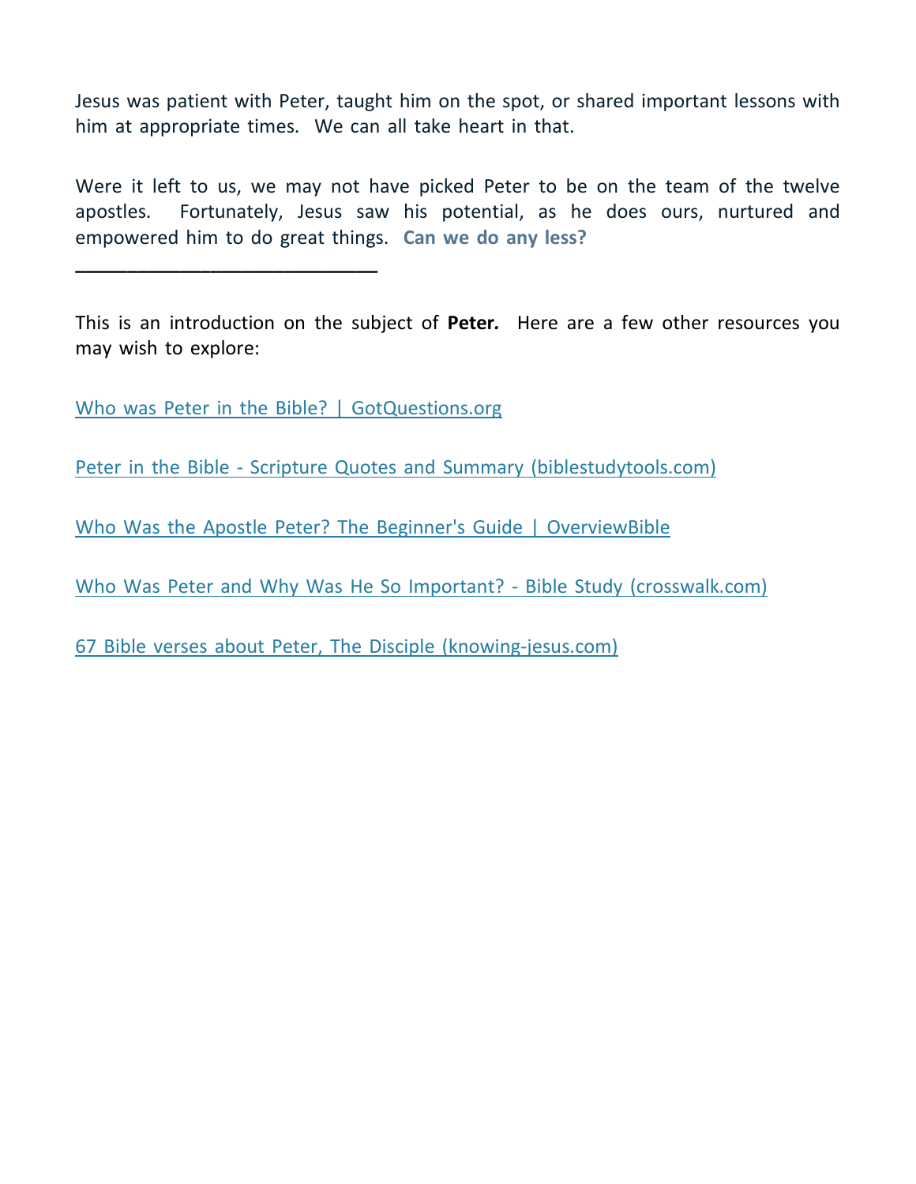Jesus was patient with Peter, taught him on the spot, or shared important lessons with him at appropriate times. We can all take heart in that.

Were it left to us, we may not have picked Peter to be on the team of the twelve apostles. Fortunately, Jesus saw his potential, as he does ours, nurtured and empowered him to do great things. **Can we do any less?**

___________________________

This is an introduction on the subject of **Peter.** Here are a few other resources you may wish to explore:

Who was Peter in the Bible? | GotQuestions.org

Peter in the Bible - Scripture Quotes and Summary (biblestudytools.com)

Who Was the Apostle Peter? The Beginner's Guide | OverviewBible

Who Was Peter and Why Was He So Important? - Bible Study (crosswalk.com)

67 Bible verses about Peter, The Disciple (knowing-jesus.com)